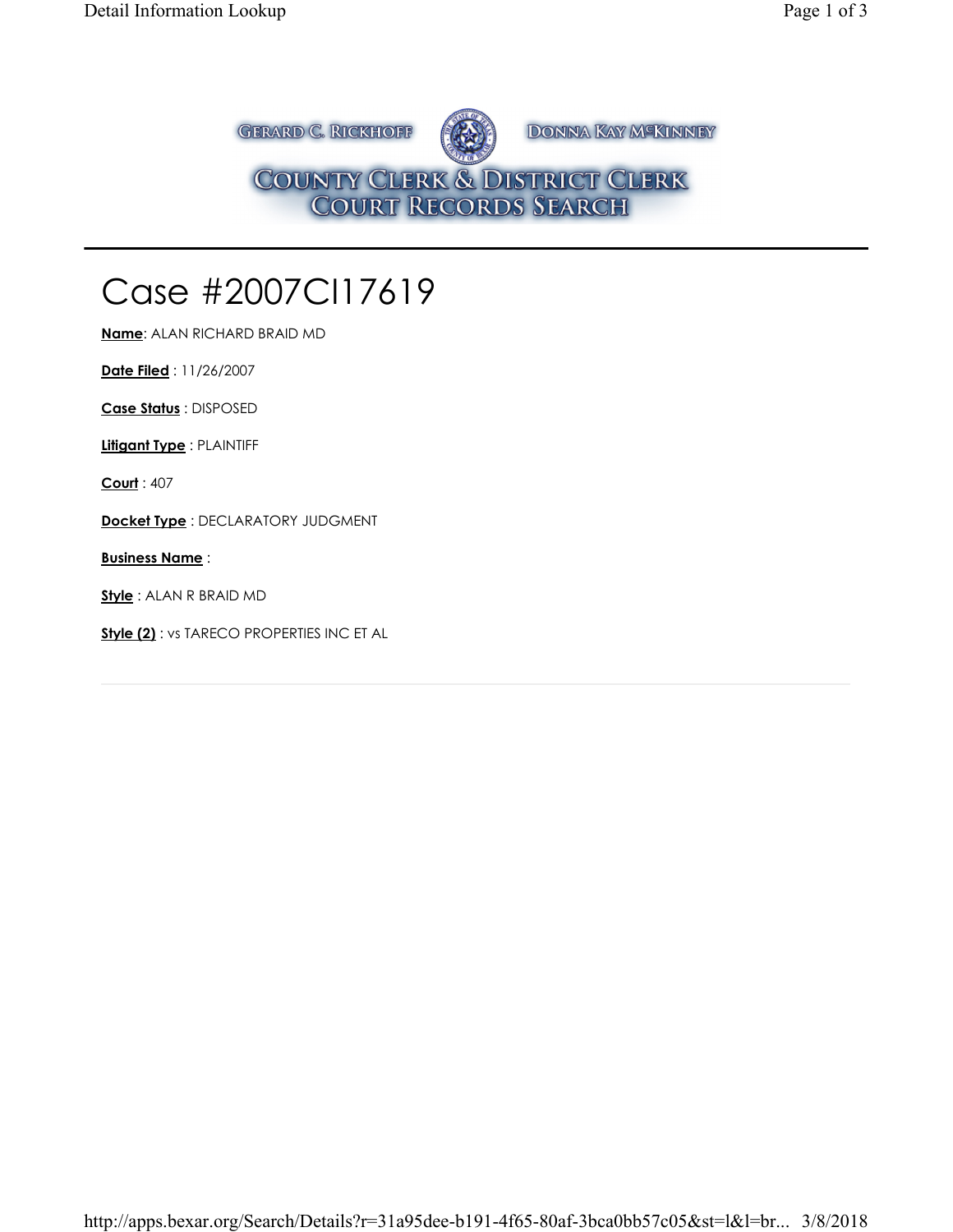GERARD C. RICKHOFF    DONNA KAY MCKINNEY

COUNTY CLERK & DISTRICT CLERK
COURT RECORDS SEARCH

# Case #2007CI17619

**Name**: ALAN RICHARD BRAID MD

**Date Filed** : 11/26/2007

**Case Status** : DISPOSED

**Litigant Type** : PLAINTIFF

**Court** : 407

**Docket Type** : DECLARATORY JUDGMENT

**Business Name** :

**Style** : ALAN R BRAID MD

**Style (2)** : vs TARECO PROPERTIES INC ET AL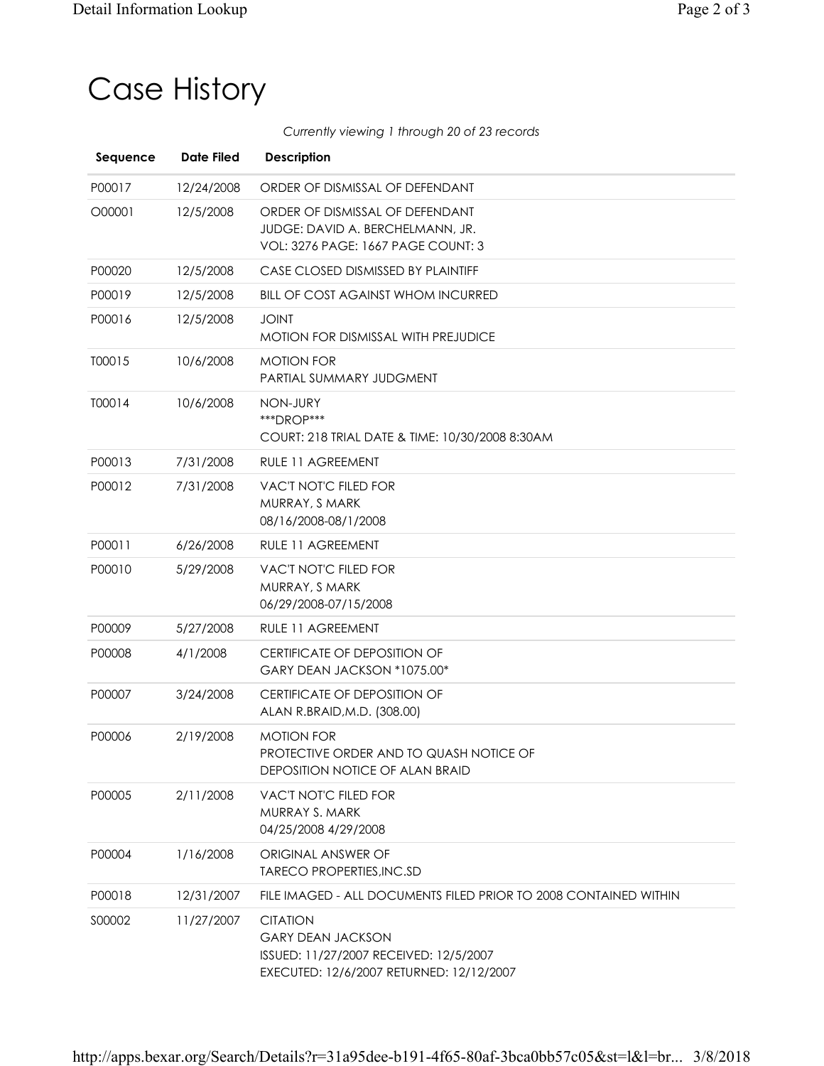# Case History

*Currently viewing 1 through 20 of 23 records*

| Sequence | Date Filed | Description |
|---|---|---|
| P00017 | 12/24/2008 | ORDER OF DISMISSAL OF DEFENDANT |
| O00001 | 12/5/2008 | ORDER OF DISMISSAL OF DEFENDANT<br>JUDGE: DAVID A. BERCHELMANN, JR.<br>VOL: 3276 PAGE: 1667 PAGE COUNT: 3 |
| P00020 | 12/5/2008 | CASE CLOSED DISMISSED BY PLAINTIFF |
| P00019 | 12/5/2008 | BILL OF COST AGAINST WHOM INCURRED |
| P00016 | 12/5/2008 | JOINT<br>MOTION FOR DISMISSAL WITH PREJUDICE |
| T00015 | 10/6/2008 | MOTION FOR<br>PARTIAL SUMMARY JUDGMENT |
| T00014 | 10/6/2008 | NON-JURY<br>***DROP***<br>COURT: 218 TRIAL DATE & TIME: 10/30/2008 8:30AM |
| P00013 | 7/31/2008 | RULE 11 AGREEMENT |
| P00012 | 7/31/2008 | VAC'T NOT'C FILED FOR<br>MURRAY, S MARK<br>08/16/2008-08/1/2008 |
| P00011 | 6/26/2008 | RULE 11 AGREEMENT |
| P00010 | 5/29/2008 | VAC'T NOT'C FILED FOR<br>MURRAY, S MARK<br>06/29/2008-07/15/2008 |
| P00009 | 5/27/2008 | RULE 11 AGREEMENT |
| P00008 | 4/1/2008 | CERTIFICATE OF DEPOSITION OF<br>GARY DEAN JACKSON *1075.00* |
| P00007 | 3/24/2008 | CERTIFICATE OF DEPOSITION OF<br>ALAN R.BRAID,M.D. (308.00) |
| P00006 | 2/19/2008 | MOTION FOR<br>PROTECTIVE ORDER AND TO QUASH NOTICE OF<br>DEPOSITION NOTICE OF ALAN BRAID |
| P00005 | 2/11/2008 | VAC'T NOT'C FILED FOR<br>MURRAY S. MARK<br>04/25/2008 4/29/2008 |
| P00004 | 1/16/2008 | ORIGINAL ANSWER OF<br>TARECO PROPERTIES,INC.SD |
| P00018 | 12/31/2007 | FILE IMAGED - ALL DOCUMENTS FILED PRIOR TO 2008 CONTAINED WITHIN |
| S00002 | 11/27/2007 | CITATION<br>GARY DEAN JACKSON<br>ISSUED: 11/27/2007 RECEIVED: 12/5/2007<br>EXECUTED: 12/6/2007 RETURNED: 12/12/2007 |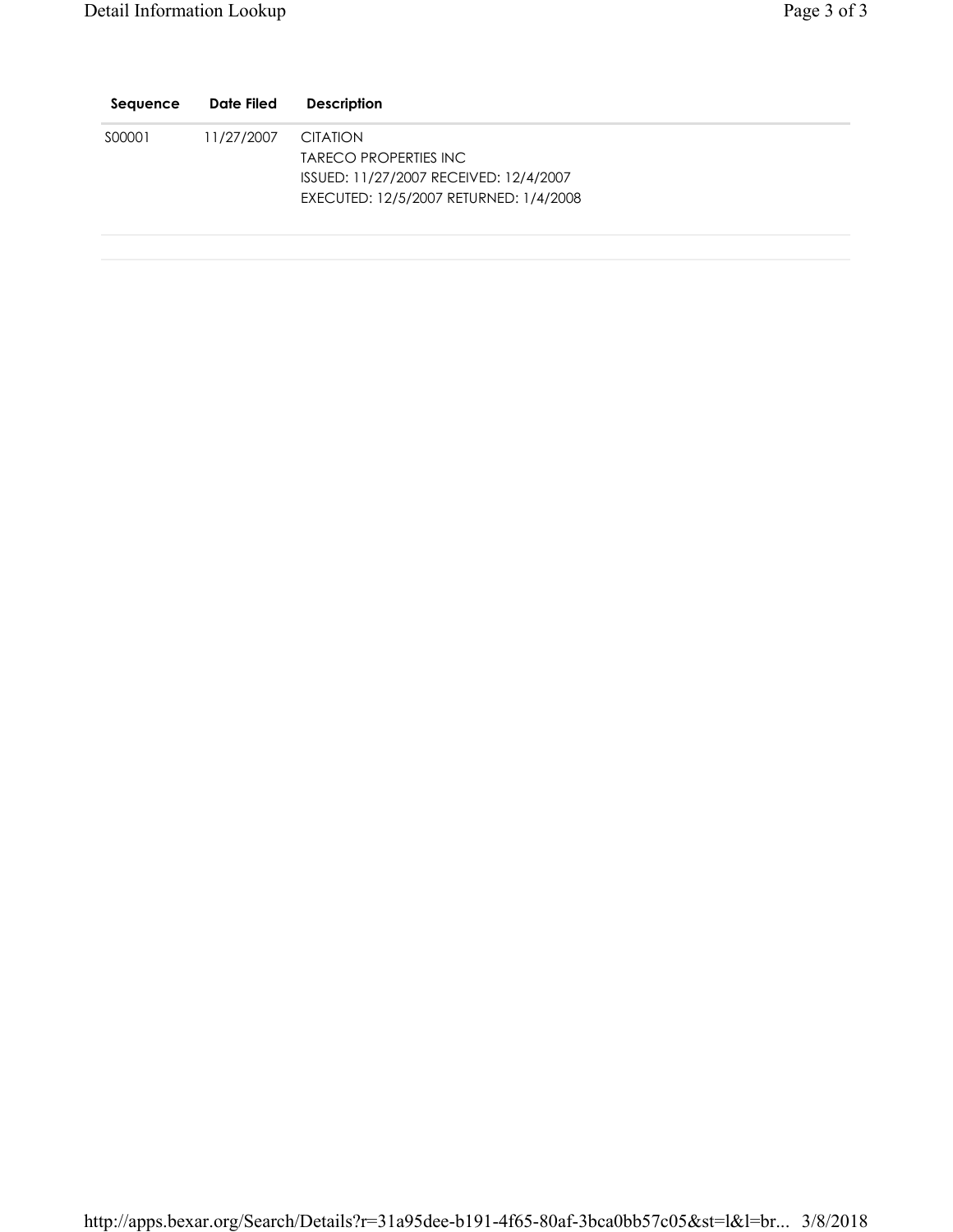| Sequence | Date Filed | Description |
| --- | --- | --- |
| S00001 | 11/27/2007 | CITATION<br>TARECO PROPERTIES INC<br>ISSUED: 11/27/2007 RECEIVED: 12/4/2007<br>EXECUTED: 12/5/2007 RETURNED: 1/4/2008 |